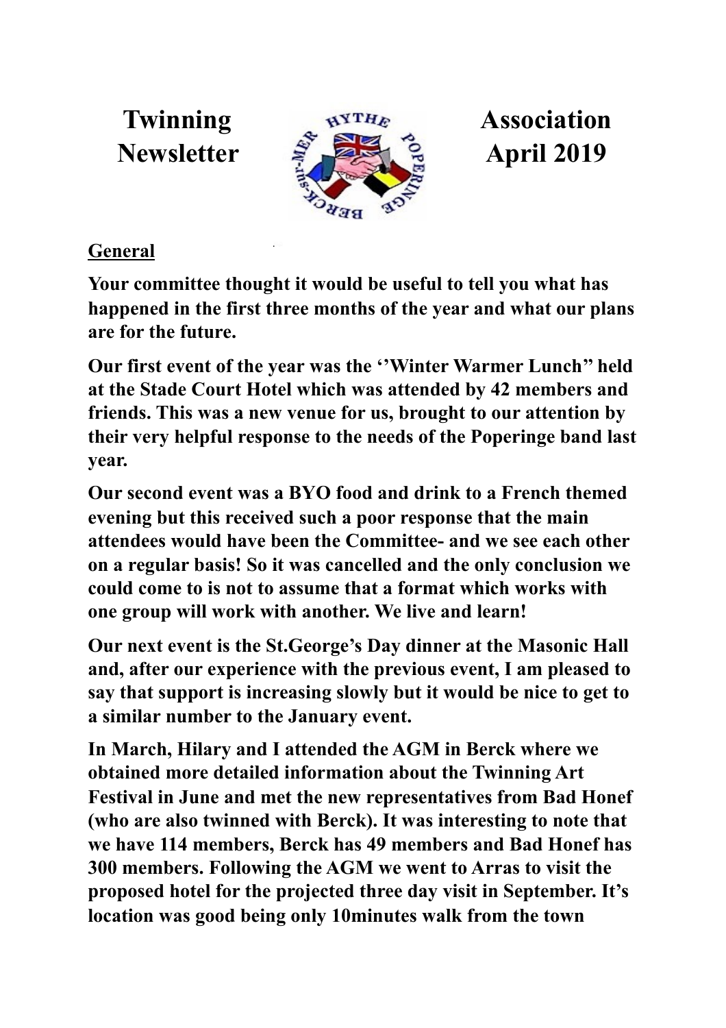# Twinning Association Newsletter April 2019

## General

**Your committee thought it would be useful to tell you what has happened in the first three months of the year and what our plans are for the future.**

**Our first event of the year was the ''Winter Warmer Lunch" held at the Stade Court Hotel which was attended by 42 members and friends. This was a new venue for us, brought to our attention by their very helpful response to the needs of the Poperinge band last year.**

**Our second event was a BYO food and drink to a French themed evening but this received such a poor response that the main attendees would have been the Committee- and we see each other on a regular basis! So it was cancelled and the only conclusion we could come to is not to assume that a format which works with one group will work with another. We live and learn!**

**Our next event is the St.George's Day dinner at the Masonic Hall and, after our experience with the previous event, I am pleased to say that support is increasing slowly but it would be nice to get to a similar number to the January event.**

**In March, Hilary and I attended the AGM in Berck where we obtained more detailed information about the Twinning Art Festival in June and met the new representatives from Bad Honef (who are also twinned with Berck). It was interesting to note that we have 114 members, Berck has 49 members and Bad Honef has 300 members. Following the AGM we went to Arras to visit the proposed hotel for the projected three day visit in September. It's location was good being only 10minutes walk from the town**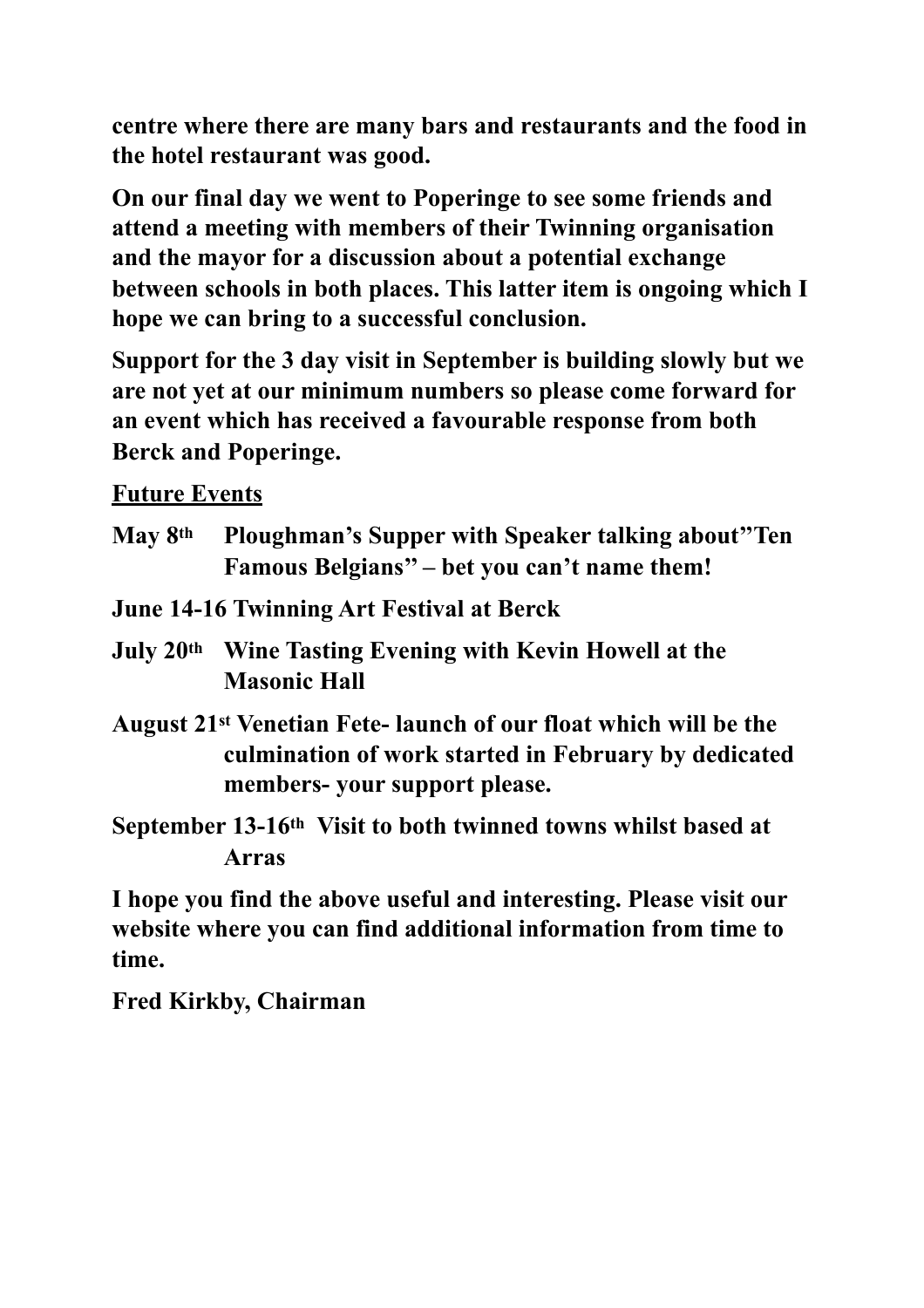**centre where there are many bars and restaurants and the food in the hotel restaurant was good.**

**On our final day we went to Poperinge to see some friends and attend a meeting with members of their Twinning organisation and the mayor for a discussion about a potential exchange between schools in both places. This latter item is ongoing which I hope we can bring to a successful conclusion.**

**Support for the 3 day visit in September is building slowly but we are not yet at our minimum numbers so please come forward for an event which has received a favourable response from both Berck and Poperinge.**

**Future Events**

**May 8th Ploughman's Supper with Speaker talking about"Ten Famous Belgians" – bet you can't name them!**

**June 14-16 Twinning Art Festival at Berck**

**July 20th Wine Tasting Evening with Kevin Howell at the Masonic Hall**

**August 21st Venetian Fete- launch of our float which will be the culmination of work started in February by dedicated members- your support please.**

**September 13-16th Visit to both twinned towns whilst based at Arras**

**I hope you find the above useful and interesting. Please visit our website where you can find additional information from time to time.**

**Fred Kirkby, Chairman**